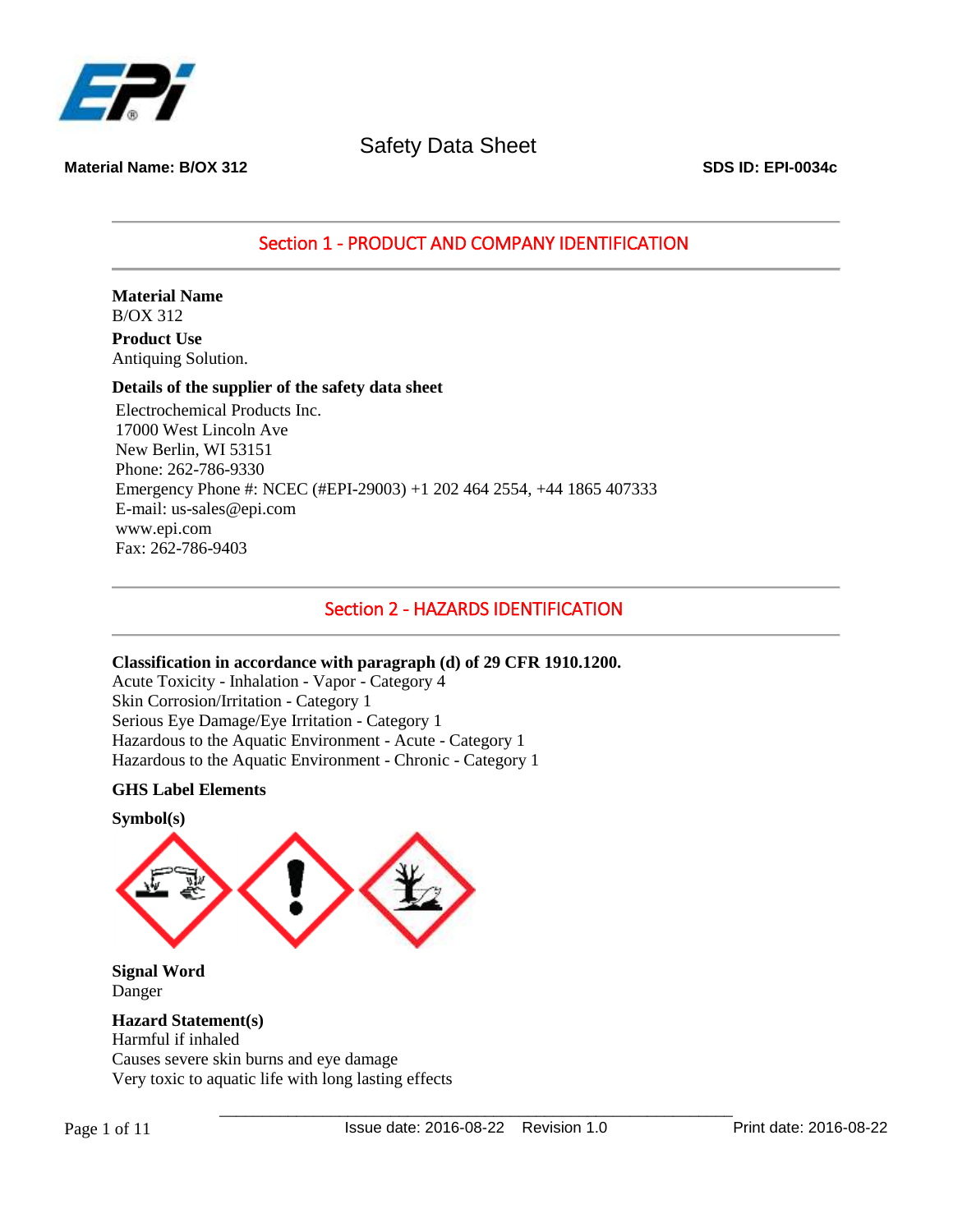Safety Data Sheet

**Material Name: B/OX 312** **SDS ID: EPI-0034c**

## Section 1 - PRODUCT AND COMPANY IDENTIFICATION

**Material Name**
B/OX 312

**Product Use**
Antiquing Solution.

**Details of the supplier of the safety data sheet**
Electrochemical Products Inc.
17000 West Lincoln Ave
New Berlin, WI 53151
Phone: 262-786-9330
Emergency Phone #: NCEC (#EPI-29003) +1 202 464 2554, +44 1865 407333
E-mail: us-sales@epi.com
www.epi.com
Fax: 262-786-9403

## Section 2 - HAZARDS IDENTIFICATION

**Classification in accordance with paragraph (d) of 29 CFR 1910.1200.**
Acute Toxicity - Inhalation - Vapor - Category 4
Skin Corrosion/Irritation - Category 1
Serious Eye Damage/Eye Irritation - Category 1
Hazardous to the Aquatic Environment - Acute - Category 1
Hazardous to the Aquatic Environment - Chronic - Category 1

**GHS Label Elements**

**Symbol(s)**

**Signal Word**
Danger

**Hazard Statement(s)**
Harmful if inhaled
Causes severe skin burns and eye damage
Very toxic to aquatic life with long lasting effects

Issue date: 2016-08-22 Revision 1.0 Print date: 2016-08-22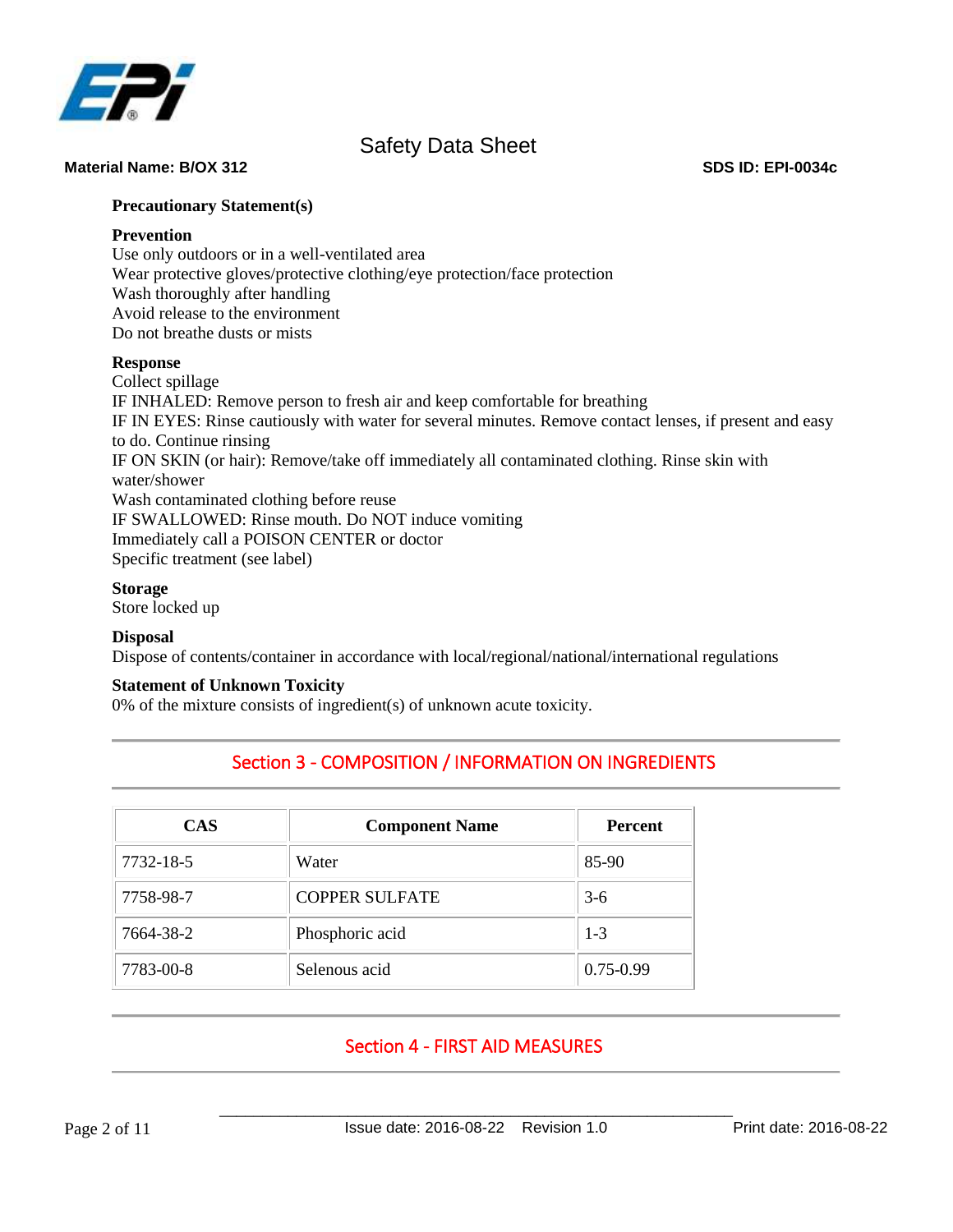### Precautionary Statement(s)

**Prevention**
Use only outdoors or in a well-ventilated area
Wear protective gloves/protective clothing/eye protection/face protection
Wash thoroughly after handling
Avoid release to the environment
Do not breathe dusts or mists

**Response**
Collect spillage
IF INHALED: Remove person to fresh air and keep comfortable for breathing
IF IN EYES: Rinse cautiously with water for several minutes. Remove contact lenses, if present and easy to do. Continue rinsing
IF ON SKIN (or hair): Remove/take off immediately all contaminated clothing. Rinse skin with water/shower
Wash contaminated clothing before reuse
IF SWALLOWED: Rinse mouth. Do NOT induce vomiting
Immediately call a POISON CENTER or doctor
Specific treatment (see label)

**Storage**
Store locked up

**Disposal**
Dispose of contents/container in accordance with local/regional/national/international regulations

**Statement of Unknown Toxicity**
0% of the mixture consists of ingredient(s) of unknown acute toxicity.

## Section 3 - COMPOSITION / INFORMATION ON INGREDIENTS

| CAS | Component Name | Percent |
| --- | --- | --- |
| 7732-18-5 | Water | 85-90 |
| 7758-98-7 | COPPER SULFATE | 3-6 |
| 7664-38-2 | Phosphoric acid | 1-3 |
| 7783-00-8 | Selenous acid | 0.75-0.99 |

## Section 4 - FIRST AID MEASURES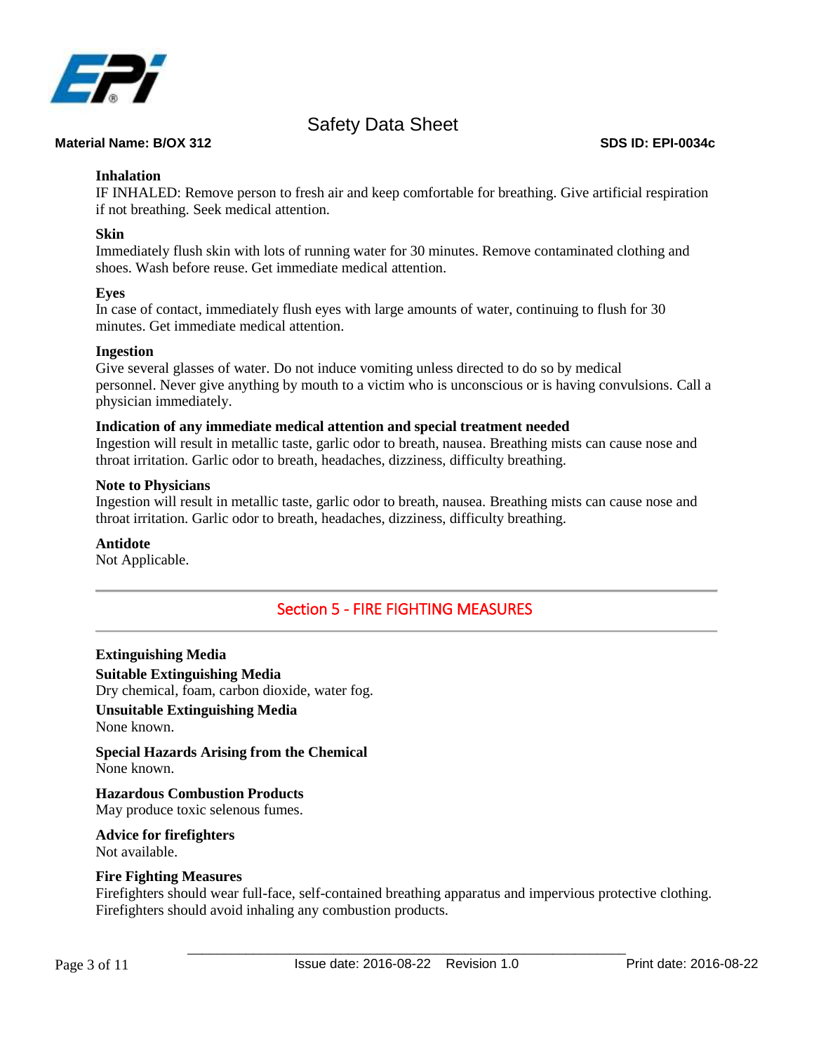**Inhalation**
IF INHALED: Remove person to fresh air and keep comfortable for breathing. Give artificial respiration if not breathing. Seek medical attention.

**Skin**
Immediately flush skin with lots of running water for 30 minutes. Remove contaminated clothing and shoes. Wash before reuse. Get immediate medical attention.

**Eyes**
In case of contact, immediately flush eyes with large amounts of water, continuing to flush for 30 minutes. Get immediate medical attention.

**Ingestion**
Give several glasses of water. Do not induce vomiting unless directed to do so by medical personnel. Never give anything by mouth to a victim who is unconscious or is having convulsions. Call a physician immediately.

**Indication of any immediate medical attention and special treatment needed**
Ingestion will result in metallic taste, garlic odor to breath, nausea. Breathing mists can cause nose and throat irritation. Garlic odor to breath, headaches, dizziness, difficulty breathing.

**Note to Physicians**
Ingestion will result in metallic taste, garlic odor to breath, nausea. Breathing mists can cause nose and throat irritation. Garlic odor to breath, headaches, dizziness, difficulty breathing.

**Antidote**
Not Applicable.

## Section 5 - FIRE FIGHTING MEASURES

**Extinguishing Media**

**Suitable Extinguishing Media**
Dry chemical, foam, carbon dioxide, water fog.

**Unsuitable Extinguishing Media**
None known.

**Special Hazards Arising from the Chemical**
None known.

**Hazardous Combustion Products**
May produce toxic selenous fumes.

**Advice for firefighters**
Not available.

**Fire Fighting Measures**
Firefighters should wear full-face, self-contained breathing apparatus and impervious protective clothing. Firefighters should avoid inhaling any combustion products.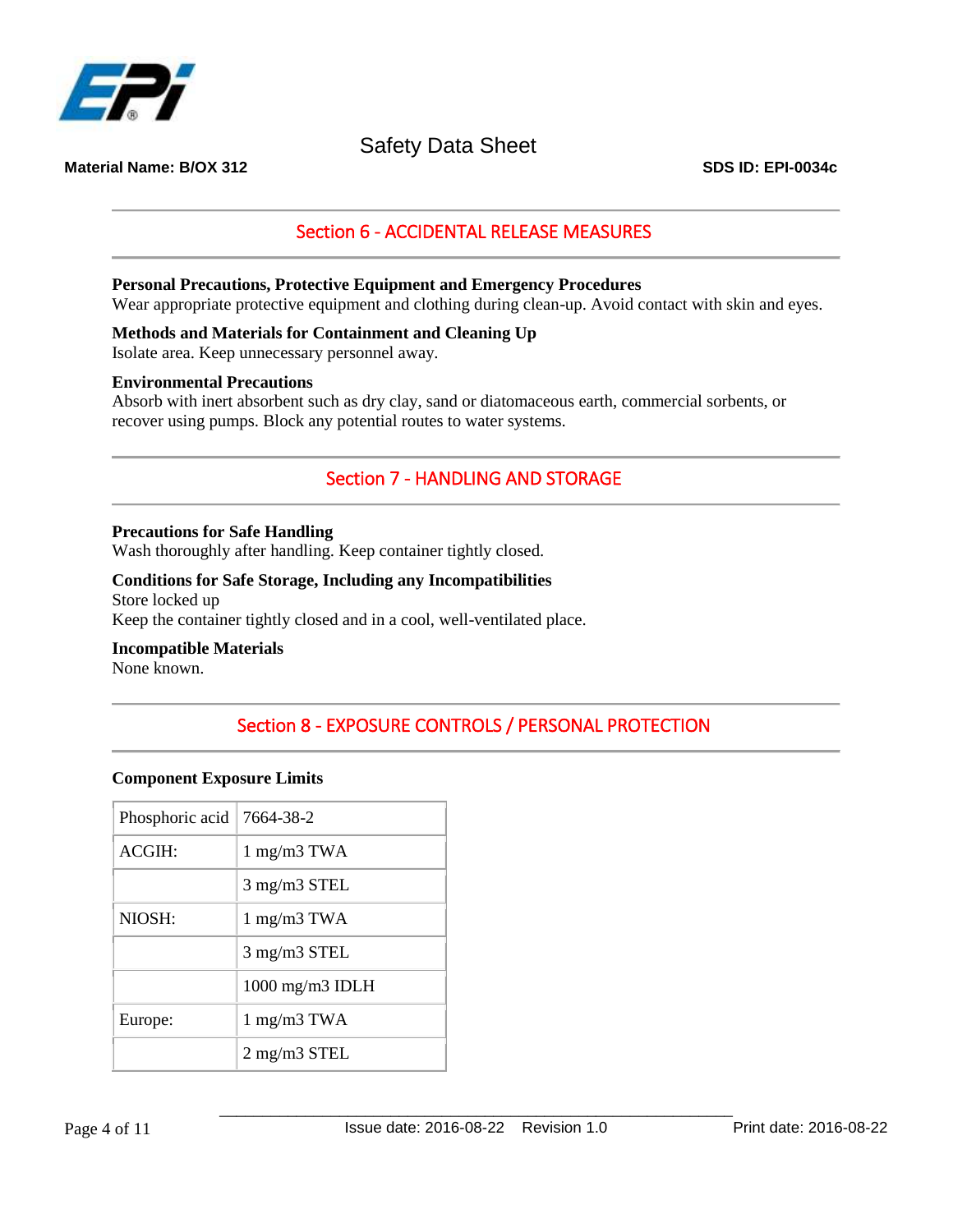## Section 6 - ACCIDENTAL RELEASE MEASURES

**Personal Precautions, Protective Equipment and Emergency Procedures**

Wear appropriate protective equipment and clothing during clean-up. Avoid contact with skin and eyes.

**Methods and Materials for Containment and Cleaning Up**

Isolate area. Keep unnecessary personnel away.

**Environmental Precautions**

Absorb with inert absorbent such as dry clay, sand or diatomaceous earth, commercial sorbents, or recover using pumps. Block any potential routes to water systems.

## Section 7 - HANDLING AND STORAGE

**Precautions for Safe Handling**

Wash thoroughly after handling. Keep container tightly closed.

**Conditions for Safe Storage, Including any Incompatibilities**

Store locked up

Keep the container tightly closed and in a cool, well-ventilated place.

**Incompatible Materials**

None known.

## Section 8 - EXPOSURE CONTROLS / PERSONAL PROTECTION

**Component Exposure Limits**

| Phosphoric acid | 7664-38-2 |
|---|---|
| ACGIH: | 1 mg/m3 TWA |
| | 3 mg/m3 STEL |
| NIOSH: | 1 mg/m3 TWA |
| | 3 mg/m3 STEL |
| | 1000 mg/m3 IDLH |
| Europe: | 1 mg/m3 TWA |
| | 2 mg/m3 STEL |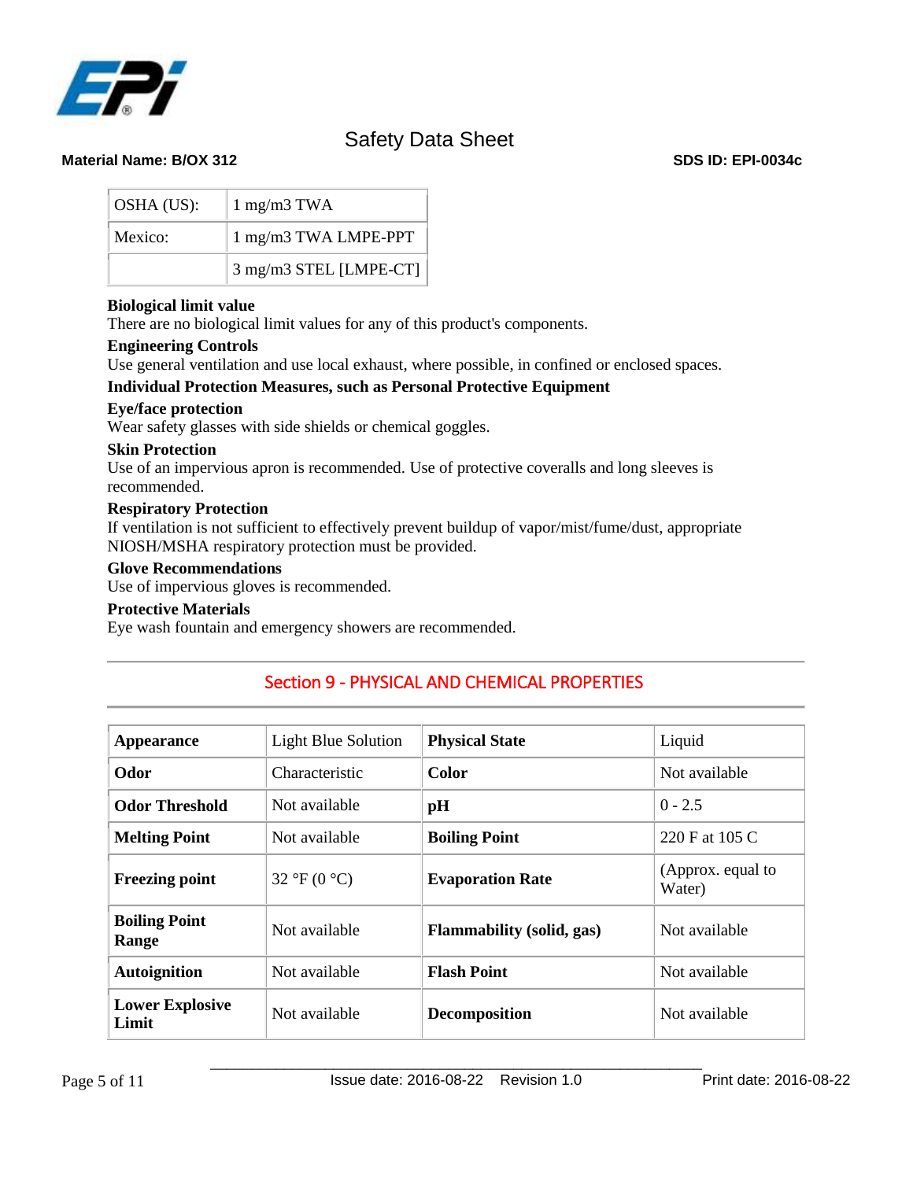| OSHA (US): | 1 mg/m3 TWA |
|---|---|
| Mexico: | 1 mg/m3 TWA LMPE-PPT |
| | 3 mg/m3 STEL [LMPE-CT] |

**Biological limit value**
There are no biological limit values for any of this product's components.

**Engineering Controls**
Use general ventilation and use local exhaust, where possible, in confined or enclosed spaces.

**Individual Protection Measures, such as Personal Protective Equipment**

**Eye/face protection**
Wear safety glasses with side shields or chemical goggles.

**Skin Protection**
Use of an impervious apron is recommended. Use of protective coveralls and long sleeves is recommended.

**Respiratory Protection**
If ventilation is not sufficient to effectively prevent buildup of vapor/mist/fume/dust, appropriate NIOSH/MSHA respiratory protection must be provided.

**Glove Recommendations**
Use of impervious gloves is recommended.

**Protective Materials**
Eye wash fountain and emergency showers are recommended.

## Section 9 - PHYSICAL AND CHEMICAL PROPERTIES

| **Appearance** | Light Blue Solution | **Physical State** | Liquid |
|---|---|---|---|
| **Odor** | Characteristic | **Color** | Not available |
| **Odor Threshold** | Not available | **pH** | 0 - 2.5 |
| **Melting Point** | Not available | **Boiling Point** | 220 F at 105 C |
| **Freezing point** | 32 °F (0 °C) | **Evaporation Rate** | (Approx. equal to Water) |
| **Boiling Point Range** | Not available | **Flammability (solid, gas)** | Not available |
| **Autoignition** | Not available | **Flash Point** | Not available |
| **Lower Explosive Limit** | Not available | **Decomposition** | Not available |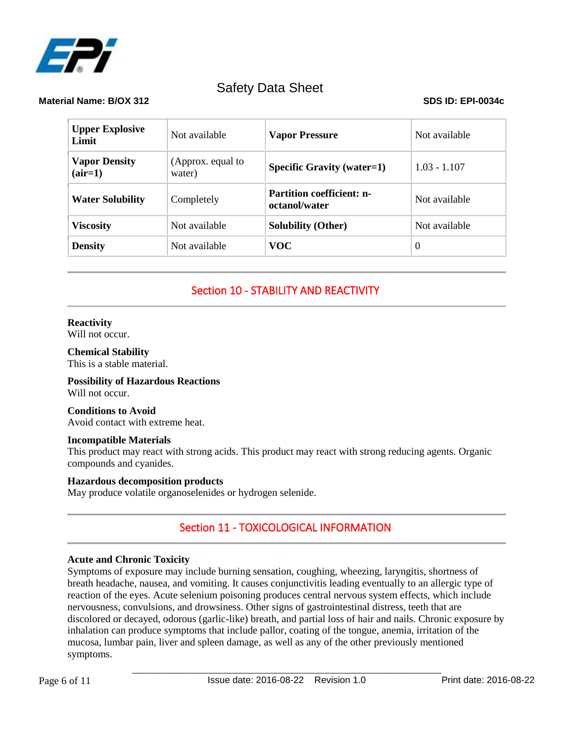| Upper Explosive Limit | Not available | Vapor Pressure | Not available |
| --- | --- | --- | --- |
| Vapor Density (air=1) | (Approx. equal to water) | Specific Gravity (water=1) | 1.03 - 1.107 |
| Water Solubility | Completely | Partition coefficient: n-octanol/water | Not available |
| Viscosity | Not available | Solubility (Other) | Not available |
| Density | Not available | VOC | 0 |

## Section 10 - STABILITY AND REACTIVITY

**Reactivity**
Will not occur.

**Chemical Stability**
This is a stable material.

**Possibility of Hazardous Reactions**
Will not occur.

**Conditions to Avoid**
Avoid contact with extreme heat.

**Incompatible Materials**
This product may react with strong acids. This product may react with strong reducing agents. Organic compounds and cyanides.

**Hazardous decomposition products**
May produce volatile organoselenides or hydrogen selenide.

## Section 11 - TOXICOLOGICAL INFORMATION

**Acute and Chronic Toxicity**
Symptoms of exposure may include burning sensation, coughing, wheezing, laryngitis, shortness of breath headache, nausea, and vomiting. It causes conjunctivitis leading eventually to an allergic type of reaction of the eyes. Acute selenium poisoning produces central nervous system effects, which include nervousness, convulsions, and drowsiness. Other signs of gastrointestinal distress, teeth that are discolored or decayed, odorous (garlic-like) breath, and partial loss of hair and nails. Chronic exposure by inhalation can produce symptoms that include pallor, coating of the tongue, anemia, irritation of the mucosa, lumbar pain, liver and spleen damage, as well as any of the other previously mentioned symptoms.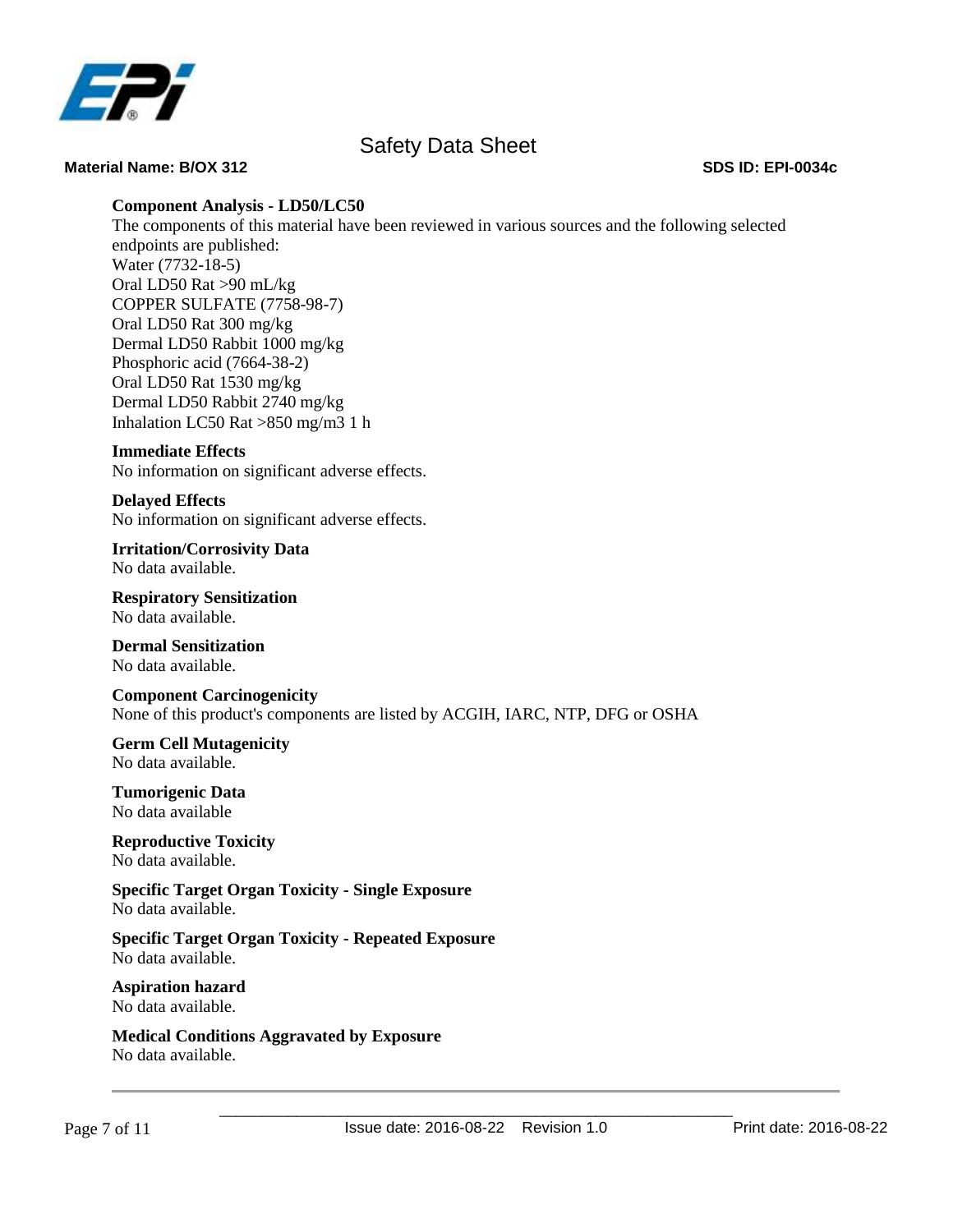**Component Analysis - LD50/LC50**

The components of this material have been reviewed in various sources and the following selected endpoints are published:

Water (7732-18-5)
Oral LD50 Rat >90 mL/kg

COPPER SULFATE (7758-98-7)
Oral LD50 Rat 300 mg/kg
Dermal LD50 Rabbit 1000 mg/kg

Phosphoric acid (7664-38-2)
Oral LD50 Rat 1530 mg/kg
Dermal LD50 Rabbit 2740 mg/kg
Inhalation LC50 Rat >850 mg/m3 1 h

**Immediate Effects**

No information on significant adverse effects.

**Delayed Effects**

No information on significant adverse effects.

**Irritation/Corrosivity Data**

No data available.

**Respiratory Sensitization**

No data available.

**Dermal Sensitization**

No data available.

**Component Carcinogenicity**

None of this product's components are listed by ACGIH, IARC, NTP, DFG or OSHA

**Germ Cell Mutagenicity**

No data available.

**Tumorigenic Data**

No data available

**Reproductive Toxicity**

No data available.

**Specific Target Organ Toxicity - Single Exposure**

No data available.

**Specific Target Organ Toxicity - Repeated Exposure**

No data available.

**Aspiration hazard**

No data available.

**Medical Conditions Aggravated by Exposure**

No data available.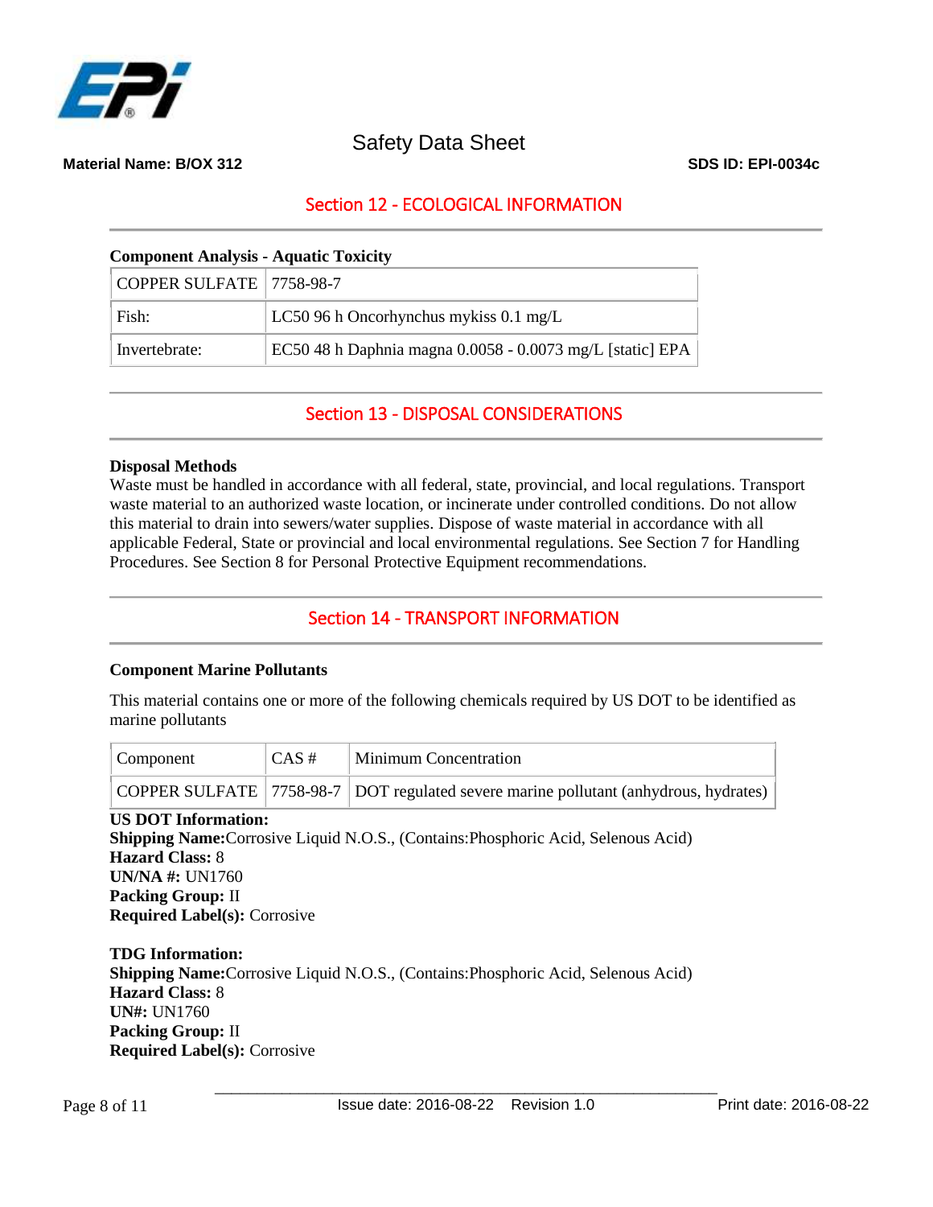## Section 12 - ECOLOGICAL INFORMATION

**Component Analysis - Aquatic Toxicity**

| COPPER SULFATE | 7758-98-7 |
|---|---|
| Fish: | LC50 96 h Oncorhynchus mykiss 0.1 mg/L |
| Invertebrate: | EC50 48 h Daphnia magna 0.0058 - 0.0073 mg/L [static] EPA |

## Section 13 - DISPOSAL CONSIDERATIONS

**Disposal Methods**

Waste must be handled in accordance with all federal, state, provincial, and local regulations. Transport waste material to an authorized waste location, or incinerate under controlled conditions. Do not allow this material to drain into sewers/water supplies. Dispose of waste material in accordance with all applicable Federal, State or provincial and local environmental regulations. See Section 7 for Handling Procedures. See Section 8 for Personal Protective Equipment recommendations.

## Section 14 - TRANSPORT INFORMATION

**Component Marine Pollutants**

This material contains one or more of the following chemicals required by US DOT to be identified as marine pollutants

| Component | CAS # | Minimum Concentration |
|---|---|---|
| COPPER SULFATE | 7758-98-7 | DOT regulated severe marine pollutant (anhydrous, hydrates) |

**US DOT Information:**
**Shipping Name:**Corrosive Liquid N.O.S., (Contains:Phosphoric Acid, Selenous Acid)
**Hazard Class:** 8
**UN/NA #:** UN1760
**Packing Group:** II
**Required Label(s):** Corrosive

**TDG Information:**
**Shipping Name:**Corrosive Liquid N.O.S., (Contains:Phosphoric Acid, Selenous Acid)
**Hazard Class:** 8
**UN#:** UN1760
**Packing Group:** II
**Required Label(s):** Corrosive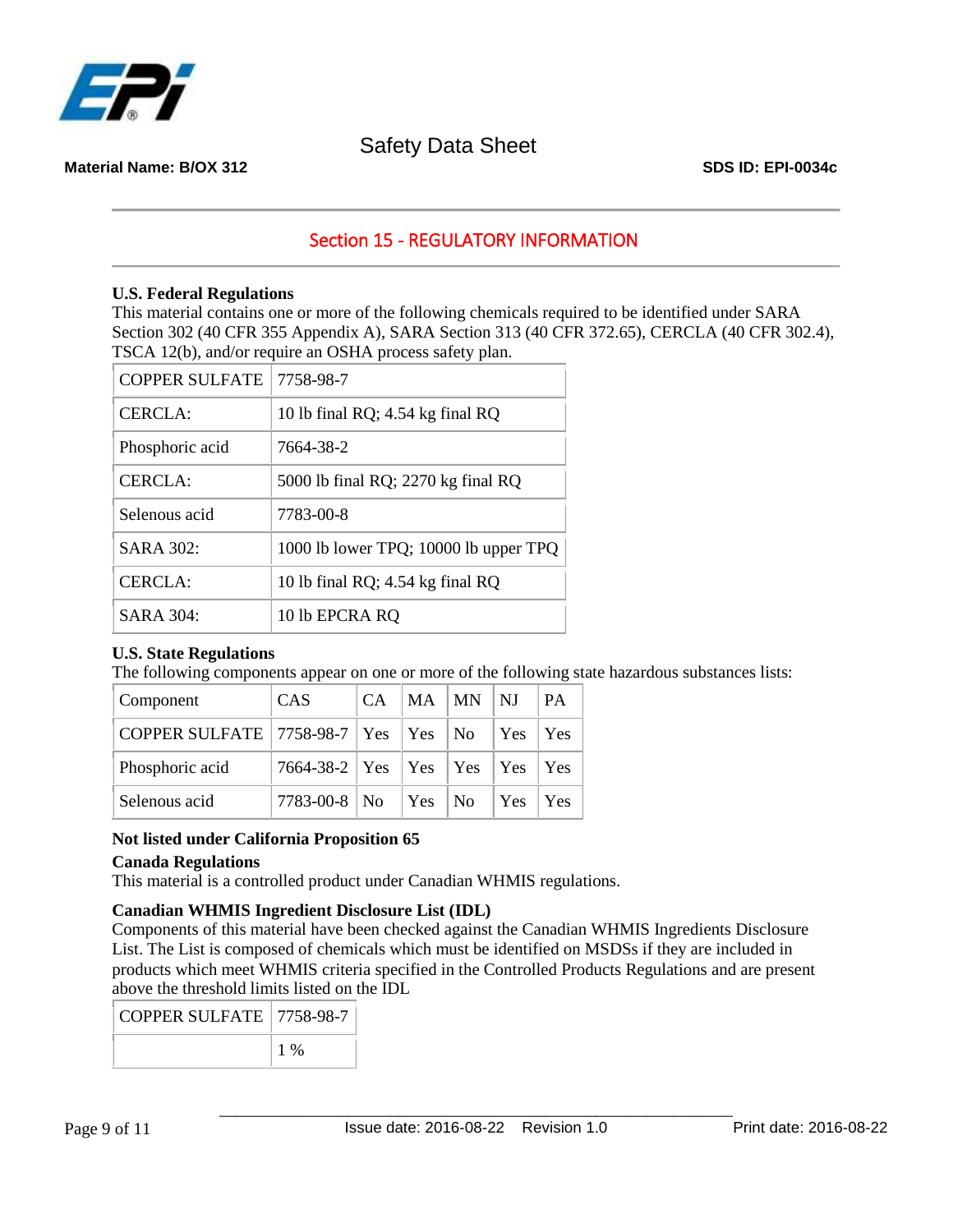Safety Data Sheet

**Material Name: B/OX 312** **SDS ID: EPI-0034c**

## Section 15 - REGULATORY INFORMATION

**U.S. Federal Regulations**

This material contains one or more of the following chemicals required to be identified under SARA Section 302 (40 CFR 355 Appendix A), SARA Section 313 (40 CFR 372.65), CERCLA (40 CFR 302.4), TSCA 12(b), and/or require an OSHA process safety plan.

| COPPER SULFATE | 7758-98-7 |
|---|---|
| CERCLA: | 10 lb final RQ; 4.54 kg final RQ |
| Phosphoric acid | 7664-38-2 |
| CERCLA: | 5000 lb final RQ; 2270 kg final RQ |
| Selenous acid | 7783-00-8 |
| SARA 302: | 1000 lb lower TPQ; 10000 lb upper TPQ |
| CERCLA: | 10 lb final RQ; 4.54 kg final RQ |
| SARA 304: | 10 lb EPCRA RQ |

**U.S. State Regulations**

The following components appear on one or more of the following state hazardous substances lists:

| Component | CAS | CA | MA | MN | NJ | PA |
|---|---|---|---|---|---|---|
| COPPER SULFATE | 7758-98-7 | Yes | Yes | No | Yes | Yes |
| Phosphoric acid | 7664-38-2 | Yes | Yes | Yes | Yes | Yes |
| Selenous acid | 7783-00-8 | No | Yes | No | Yes | Yes |

**Not listed under California Proposition 65**

**Canada Regulations**

This material is a controlled product under Canadian WHMIS regulations.

**Canadian WHMIS Ingredient Disclosure List (IDL)**

Components of this material have been checked against the Canadian WHMIS Ingredients Disclosure List. The List is composed of chemicals which must be identified on MSDSs if they are included in products which meet WHMIS criteria specified in the Controlled Products Regulations and are present above the threshold limits listed on the IDL

| COPPER SULFATE | 7758-98-7 |
|---|---|
| | 1 % |

Issue date: 2016-08-22 Revision 1.0 Print date: 2016-08-22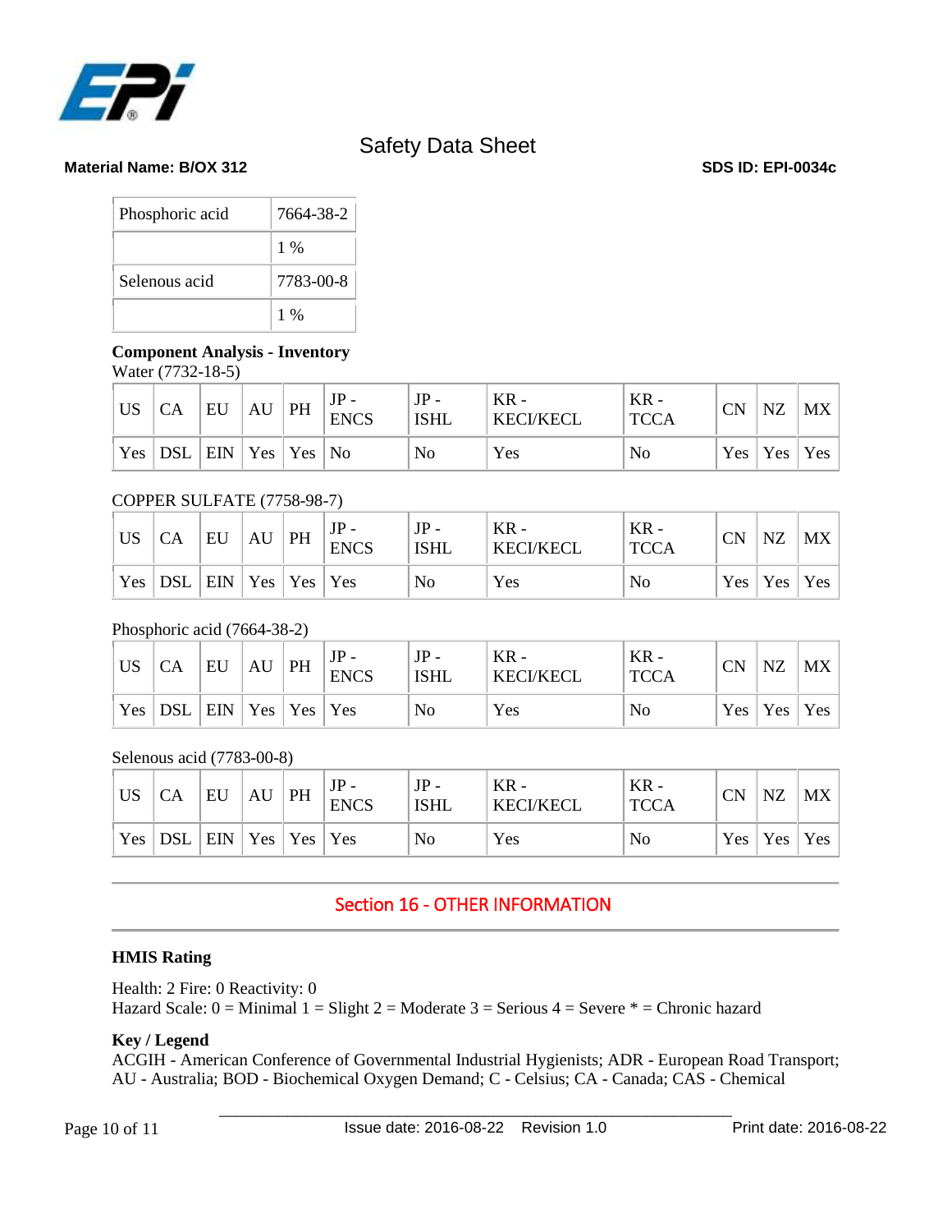| Phosphoric acid | 7664-38-2 |
|---|---|
| | 1 % |
| Selenous acid | 7783-00-8 |
| | 1 % |

**Component Analysis - Inventory**

Water (7732-18-5)

| US | CA | EU | AU | PH | JP - ENCS | JP - ISHL | KR - KECI/KECL | KR - TCCA | CN | NZ | MX |
|---|---|---|---|---|---|---|---|---|---|---|---|
| Yes | DSL | EIN | Yes | Yes | No | No | Yes | No | Yes | Yes | Yes |

COPPER SULFATE (7758-98-7)

| US | CA | EU | AU | PH | JP - ENCS | JP - ISHL | KR - KECI/KECL | KR - TCCA | CN | NZ | MX |
|---|---|---|---|---|---|---|---|---|---|---|---|
| Yes | DSL | EIN | Yes | Yes | Yes | No | Yes | No | Yes | Yes | Yes |

Phosphoric acid (7664-38-2)

| US | CA | EU | AU | PH | JP - ENCS | JP - ISHL | KR - KECI/KECL | KR - TCCA | CN | NZ | MX |
|---|---|---|---|---|---|---|---|---|---|---|---|
| Yes | DSL | EIN | Yes | Yes | Yes | No | Yes | No | Yes | Yes | Yes |

Selenous acid (7783-00-8)

| US | CA | EU | AU | PH | JP - ENCS | JP - ISHL | KR - KECI/KECL | KR - TCCA | CN | NZ | MX |
|---|---|---|---|---|---|---|---|---|---|---|---|
| Yes | DSL | EIN | Yes | Yes | Yes | No | Yes | No | Yes | Yes | Yes |

## Section 16 - OTHER INFORMATION

**HMIS Rating**

Health: 2 Fire: 0 Reactivity: 0
Hazard Scale: 0 = Minimal 1 = Slight 2 = Moderate 3 = Serious 4 = Severe * = Chronic hazard

**Key / Legend**

ACGIH - American Conference of Governmental Industrial Hygienists; ADR - European Road Transport; AU - Australia; BOD - Biochemical Oxygen Demand; C - Celsius; CA - Canada; CAS - Chemical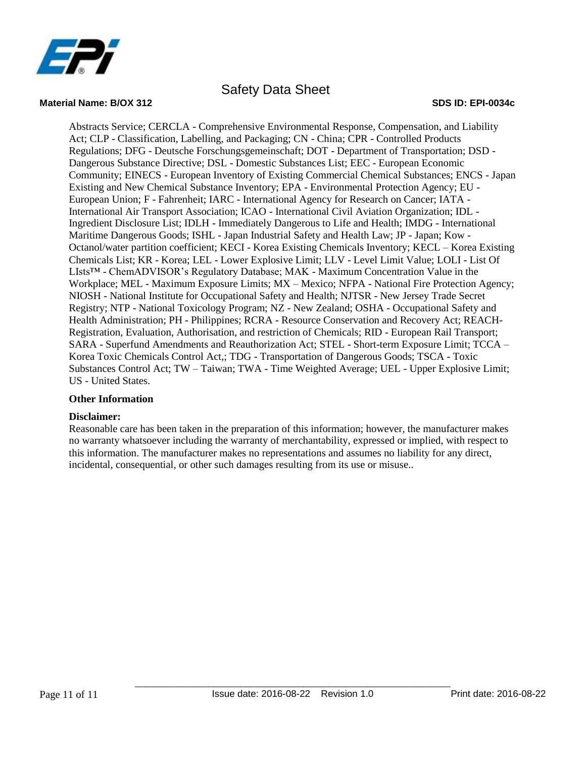Abstracts Service; CERCLA - Comprehensive Environmental Response, Compensation, and Liability Act; CLP - Classification, Labelling, and Packaging; CN - China; CPR - Controlled Products Regulations; DFG - Deutsche Forschungsgemeinschaft; DOT - Department of Transportation; DSD - Dangerous Substance Directive; DSL - Domestic Substances List; EEC - European Economic Community; EINECS - European Inventory of Existing Commercial Chemical Substances; ENCS - Japan Existing and New Chemical Substance Inventory; EPA - Environmental Protection Agency; EU - European Union; F - Fahrenheit; IARC - International Agency for Research on Cancer; IATA - International Air Transport Association; ICAO - International Civil Aviation Organization; IDL - Ingredient Disclosure List; IDLH - Immediately Dangerous to Life and Health; IMDG - International Maritime Dangerous Goods; ISHL - Japan Industrial Safety and Health Law; JP - Japan; Kow - Octanol/water partition coefficient; KECI - Korea Existing Chemicals Inventory; KECL – Korea Existing Chemicals List; KR - Korea; LEL - Lower Explosive Limit; LLV - Level Limit Value; LOLI - List Of LIsts™ - ChemADVISOR's Regulatory Database; MAK - Maximum Concentration Value in the Workplace; MEL - Maximum Exposure Limits; MX – Mexico; NFPA - National Fire Protection Agency; NIOSH - National Institute for Occupational Safety and Health; NJTSR - New Jersey Trade Secret Registry; NTP - National Toxicology Program; NZ - New Zealand; OSHA - Occupational Safety and Health Administration; PH - Philippines; RCRA - Resource Conservation and Recovery Act; REACH- Registration, Evaluation, Authorisation, and restriction of Chemicals; RID - European Rail Transport; SARA - Superfund Amendments and Reauthorization Act; STEL - Short-term Exposure Limit; TCCA – Korea Toxic Chemicals Control Act,; TDG - Transportation of Dangerous Goods; TSCA - Toxic Substances Control Act; TW – Taiwan; TWA - Time Weighted Average; UEL - Upper Explosive Limit; US - United States.

**Other Information**

**Disclaimer:**

Reasonable care has been taken in the preparation of this information; however, the manufacturer makes no warranty whatsoever including the warranty of merchantability, expressed or implied, with respect to this information. The manufacturer makes no representations and assumes no liability for any direct, incidental, consequential, or other such damages resulting from its use or misuse..